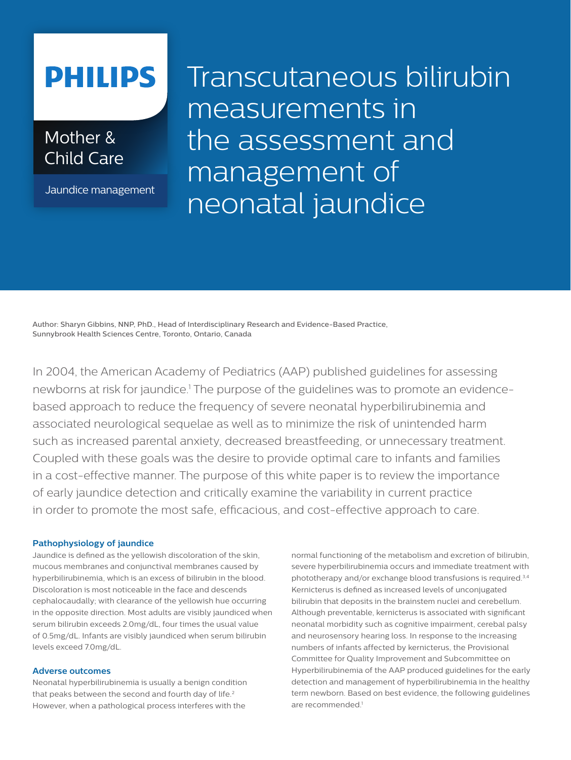PHILIPS

Mother & Child Care

Jaundice management

# Transcutaneous bilirubin measurements in the assessment and management of neonatal jaundice

Author: Sharyn Gibbins, NNP, PhD., Head of Interdisciplinary Research and Evidence-Based Practice, Sunnybrook Health Sciences Centre, Toronto, Ontario, Canada

In 2004, the American Academy of Pediatrics (AAP) published guidelines for assessing newborns at risk for jaundice.[1] The purpose of the guidelines was to promote an evidence-based approach to reduce the frequency of severe neonatal hyperbilirubinemia and associated neurological sequelae as well as to minimize the risk of unintended harm such as increased parental anxiety, decreased breastfeeding, or unnecessary treatment. Coupled with these goals was the desire to provide optimal care to infants and families in a cost-effective manner. The purpose of this white paper is to review the importance of early jaundice detection and critically examine the variability in current practice in order to promote the most safe, efficacious, and cost-effective approach to care.

### Pathophysiology of jaundice

Jaundice is defined as the yellowish discoloration of the skin, mucous membranes and conjunctival membranes caused by hyperbilirubinemia, which is an excess of bilirubin in the blood. Discoloration is most noticeable in the face and descends cephalocaudally; with clearance of the yellowish hue occurring in the opposite direction. Most adults are visibly jaundiced when serum bilirubin exceeds 2.0mg/dL, four times the usual value of 0.5mg/dL. Infants are visibly jaundiced when serum bilirubin levels exceed 7.0mg/dL.

### Adverse outcomes

Neonatal hyperbilirubinemia is usually a benign condition that peaks between the second and fourth day of life.[2] However, when a pathological process interferes with the normal functioning of the metabolism and excretion of bilirubin, severe hyperbilirubinemia occurs and immediate treatment with phototherapy and/or exchange blood transfusions is required.[3,4] Kernicterus is defined as increased levels of unconjugated bilirubin that deposits in the brainstem nuclei and cerebellum. Although preventable, kernicterus is associated with significant neonatal morbidity such as cognitive impairment, cerebal palsy and neurosensory hearing loss. In response to the increasing numbers of infants affected by kernicterus, the Provisional Committee for Quality Improvement and Subcommittee on Hyperbilirubinemia of the AAP produced guidelines for the early detection and management of hyperbilirubinemia in the healthy term newborn. Based on best evidence, the following guidelines are recommended.[1]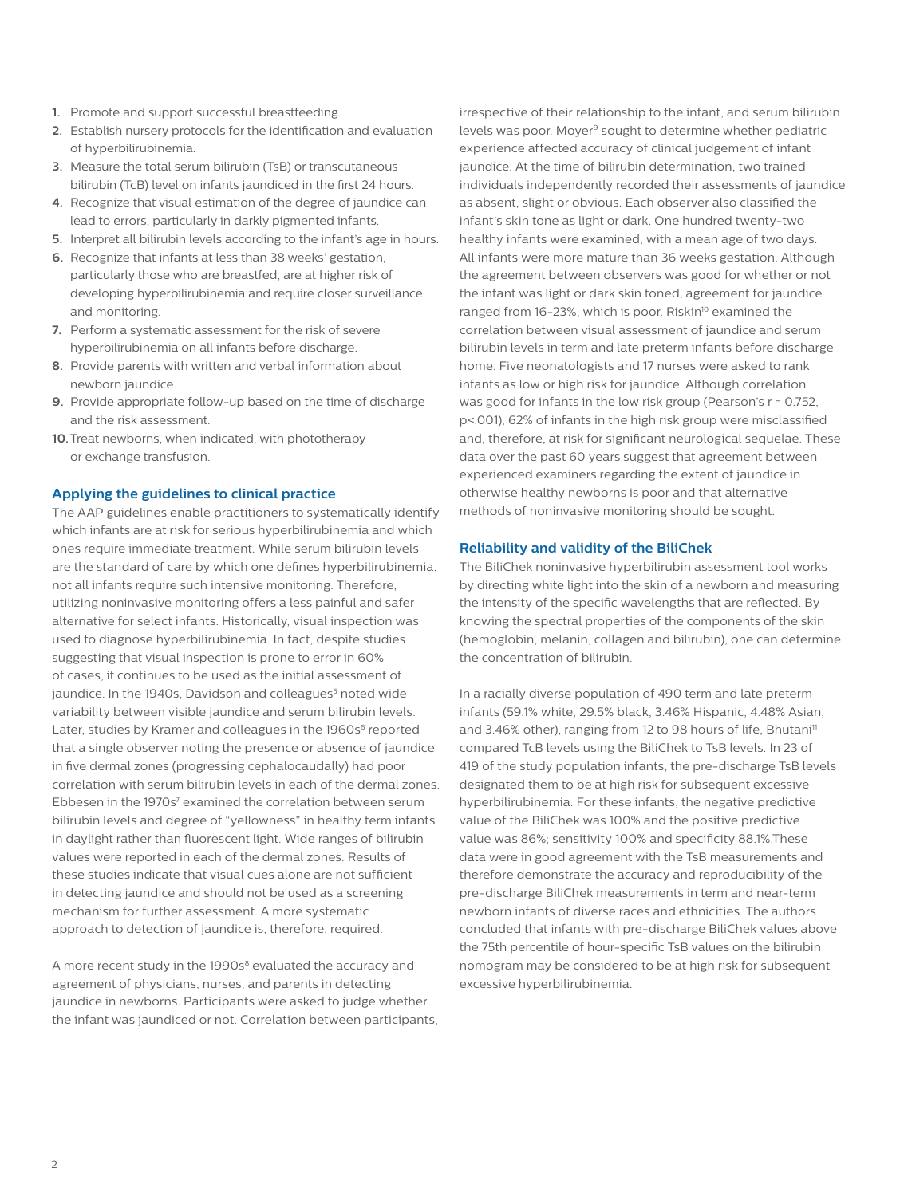1. Promote and support successful breastfeeding.
2. Establish nursery protocols for the identification and evaluation of hyperbilirubinemia.
3. Measure the total serum bilirubin (TsB) or transcutaneous bilirubin (TcB) level on infants jaundiced in the first 24 hours.
4. Recognize that visual estimation of the degree of jaundice can lead to errors, particularly in darkly pigmented infants.
5. Interpret all bilirubin levels according to the infant's age in hours.
6. Recognize that infants at less than 38 weeks' gestation, particularly those who are breastfed, are at higher risk of developing hyperbilirubinemia and require closer surveillance and monitoring.
7. Perform a systematic assessment for the risk of severe hyperbilirubinemia on all infants before discharge.
8. Provide parents with written and verbal information about newborn jaundice.
9. Provide appropriate follow-up based on the time of discharge and the risk assessment.
10. Treat newborns, when indicated, with phototherapy or exchange transfusion.

## Applying the guidelines to clinical practice

The AAP guidelines enable practitioners to systematically identify which infants are at risk for serious hyperbilirubinemia and which ones require immediate treatment. While serum bilirubin levels are the standard of care by which one defines hyperbilirubinemia, not all infants require such intensive monitoring. Therefore, utilizing noninvasive monitoring offers a less painful and safer alternative for select infants. Historically, visual inspection was used to diagnose hyperbilirubinemia. In fact, despite studies suggesting that visual inspection is prone to error in 60% of cases, it continues to be used as the initial assessment of jaundice. In the 1940s, Davidson and colleagues[5] noted wide variability between visible jaundice and serum bilirubin levels. Later, studies by Kramer and colleagues in the 1960s[6] reported that a single observer noting the presence or absence of jaundice in five dermal zones (progressing cephalocaudally) had poor correlation with serum bilirubin levels in each of the dermal zones. Ebbesen in the 1970s[7] examined the correlation between serum bilirubin levels and degree of "yellowness" in healthy term infants in daylight rather than fluorescent light. Wide ranges of bilirubin values were reported in each of the dermal zones. Results of these studies indicate that visual cues alone are not sufficient in detecting jaundice and should not be used as a screening mechanism for further assessment. A more systematic approach to detection of jaundice is, therefore, required.

A more recent study in the 1990s[8] evaluated the accuracy and agreement of physicians, nurses, and parents in detecting jaundice in newborns. Participants were asked to judge whether the infant was jaundiced or not. Correlation between participants, irrespective of their relationship to the infant, and serum bilirubin levels was poor. Moyer[9] sought to determine whether pediatric experience affected accuracy of clinical judgement of infant jaundice. At the time of bilirubin determination, two trained individuals independently recorded their assessments of jaundice as absent, slight or obvious. Each observer also classified the infant's skin tone as light or dark. One hundred twenty-two healthy infants were examined, with a mean age of two days. All infants were more mature than 36 weeks gestation. Although the agreement between observers was good for whether or not the infant was light or dark skin toned, agreement for jaundice ranged from 16-23%, which is poor. Riskin[10] examined the correlation between visual assessment of jaundice and serum bilirubin levels in term and late preterm infants before discharge home. Five neonatologists and 17 nurses were asked to rank infants as low or high risk for jaundice. Although correlation was good for infants in the low risk group (Pearson's $r = 0.752$, $p<.001$), 62% of infants in the high risk group were misclassified and, therefore, at risk for significant neurological sequelae. These data over the past 60 years suggest that agreement between experienced examiners regarding the extent of jaundice in otherwise healthy newborns is poor and that alternative methods of noninvasive monitoring should be sought.

## Reliability and validity of the BiliChek

The BiliChek noninvasive hyperbilirubin assessment tool works by directing white light into the skin of a newborn and measuring the intensity of the specific wavelengths that are reflected. By knowing the spectral properties of the components of the skin (hemoglobin, melanin, collagen and bilirubin), one can determine the concentration of bilirubin.

In a racially diverse population of 490 term and late preterm infants (59.1% white, 29.5% black, 3.46% Hispanic, 4.48% Asian, and 3.46% other), ranging from 12 to 98 hours of life, Bhutani[11] compared TcB levels using the BiliChek to TsB levels. In 23 of 419 of the study population infants, the pre-discharge TsB levels designated them to be at high risk for subsequent excessive hyperbilirubinemia. For these infants, the negative predictive value of the BiliChek was 100% and the positive predictive value was 86%; sensitivity 100% and specificity 88.1%.These data were in good agreement with the TsB measurements and therefore demonstrate the accuracy and reproducibility of the pre-discharge BiliChek measurements in term and near-term newborn infants of diverse races and ethnicities. The authors concluded that infants with pre-discharge BiliChek values above the 75th percentile of hour-specific TsB values on the bilirubin nomogram may be considered to be at high risk for subsequent excessive hyperbilirubinemia.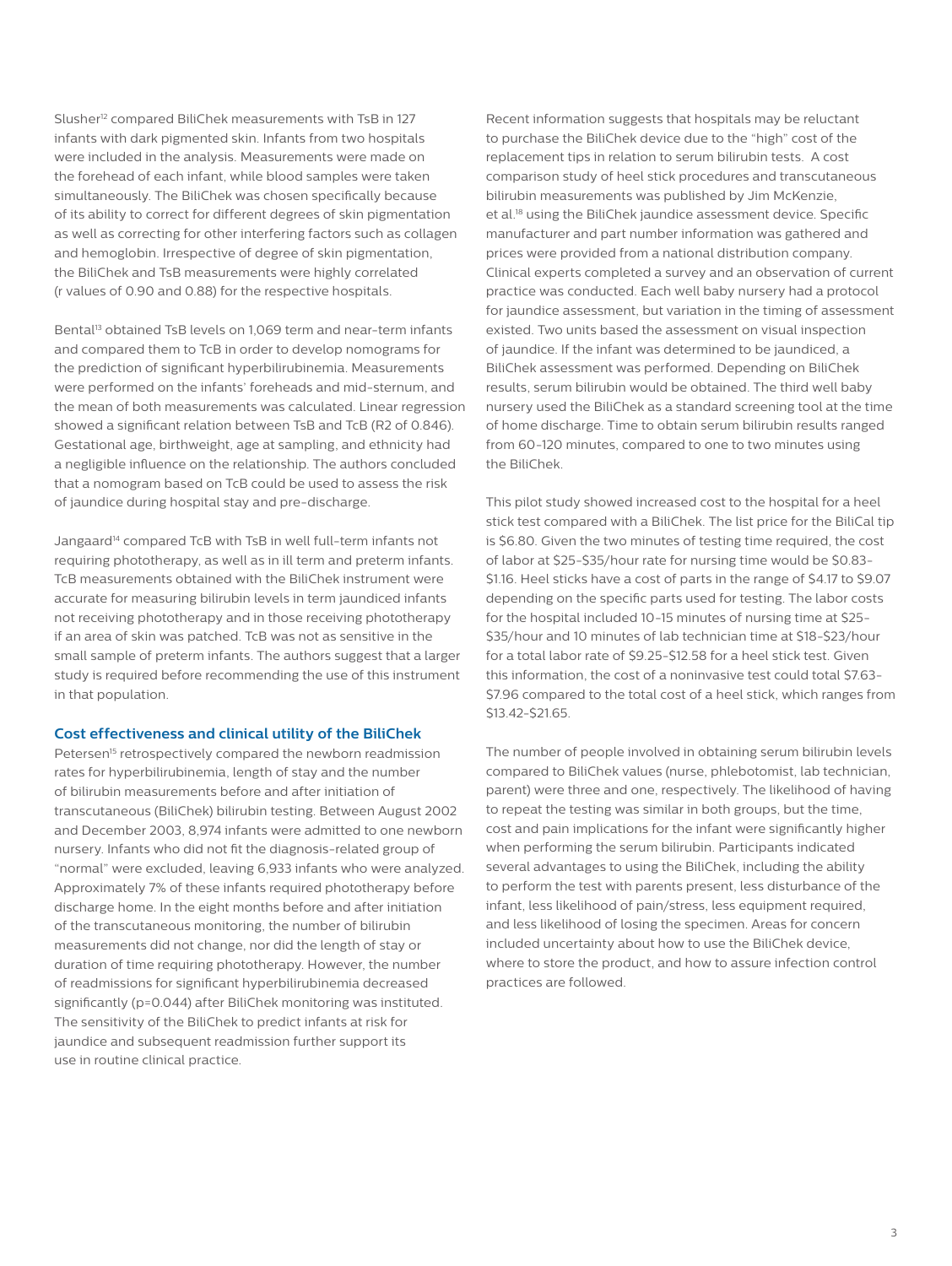Slusher[12] compared BiliChek measurements with TsB in 127 infants with dark pigmented skin. Infants from two hospitals were included in the analysis. Measurements were made on the forehead of each infant, while blood samples were taken simultaneously. The BiliChek was chosen specifically because of its ability to correct for different degrees of skin pigmentation as well as correcting for other interfering factors such as collagen and hemoglobin. Irrespective of degree of skin pigmentation, the BiliChek and TsB measurements were highly correlated (r values of 0.90 and 0.88) for the respective hospitals.

Bental[13] obtained TsB levels on 1,069 term and near-term infants and compared them to TcB in order to develop nomograms for the prediction of significant hyperbilirubinemia. Measurements were performed on the infants' foreheads and mid-sternum, and the mean of both measurements was calculated. Linear regression showed a significant relation between TsB and TcB (R2 of 0.846). Gestational age, birthweight, age at sampling, and ethnicity had a negligible influence on the relationship. The authors concluded that a nomogram based on TcB could be used to assess the risk of jaundice during hospital stay and pre-discharge.

Jangaard[14] compared TcB with TsB in well full-term infants not requiring phototherapy, as well as in ill term and preterm infants. TcB measurements obtained with the BiliChek instrument were accurate for measuring bilirubin levels in term jaundiced infants not receiving phototherapy and in those receiving phototherapy if an area of skin was patched. TcB was not as sensitive in the small sample of preterm infants. The authors suggest that a larger study is required before recommending the use of this instrument in that population.

## Cost effectiveness and clinical utility of the BiliChek

Petersen[15] retrospectively compared the newborn readmission rates for hyperbilirubinemia, length of stay and the number of bilirubin measurements before and after initiation of transcutaneous (BiliChek) bilirubin testing. Between August 2002 and December 2003, 8,974 infants were admitted to one newborn nursery. Infants who did not fit the diagnosis-related group of "normal" were excluded, leaving 6,933 infants who were analyzed. Approximately 7% of these infants required phototherapy before discharge home. In the eight months before and after initiation of the transcutaneous monitoring, the number of bilirubin measurements did not change, nor did the length of stay or duration of time requiring phototherapy. However, the number of readmissions for significant hyperbilirubinemia decreased significantly (p=0.044) after BiliChek monitoring was instituted. The sensitivity of the BiliChek to predict infants at risk for jaundice and subsequent readmission further support its use in routine clinical practice.

Recent information suggests that hospitals may be reluctant to purchase the BiliChek device due to the "high" cost of the replacement tips in relation to serum bilirubin tests. A cost comparison study of heel stick procedures and transcutaneous bilirubin measurements was published by Jim McKenzie, et al.[18] using the BiliChek jaundice assessment device. Specific manufacturer and part number information was gathered and prices were provided from a national distribution company. Clinical experts completed a survey and an observation of current practice was conducted. Each well baby nursery had a protocol for jaundice assessment, but variation in the timing of assessment existed. Two units based the assessment on visual inspection of jaundice. If the infant was determined to be jaundiced, a BiliChek assessment was performed. Depending on BiliChek results, serum bilirubin would be obtained. The third well baby nursery used the BiliChek as a standard screening tool at the time of home discharge. Time to obtain serum bilirubin results ranged from 60-120 minutes, compared to one to two minutes using the BiliChek.

This pilot study showed increased cost to the hospital for a heel stick test compared with a BiliChek. The list price for the BiliCal tip is $6.80. Given the two minutes of testing time required, the cost of labor at $25-$35/hour rate for nursing time would be $0.83-$1.16. Heel sticks have a cost of parts in the range of $4.17 to $9.07 depending on the specific parts used for testing. The labor costs for the hospital included 10-15 minutes of nursing time at $25-$35/hour and 10 minutes of lab technician time at $18-$23/hour for a total labor rate of $9.25-$12.58 for a heel stick test. Given this information, the cost of a noninvasive test could total $7.63-$7.96 compared to the total cost of a heel stick, which ranges from $13.42-$21.65.

The number of people involved in obtaining serum bilirubin levels compared to BiliChek values (nurse, phlebotomist, lab technician, parent) were three and one, respectively. The likelihood of having to repeat the testing was similar in both groups, but the time, cost and pain implications for the infant were significantly higher when performing the serum bilirubin. Participants indicated several advantages to using the BiliChek, including the ability to perform the test with parents present, less disturbance of the infant, less likelihood of pain/stress, less equipment required, and less likelihood of losing the specimen. Areas for concern included uncertainty about how to use the BiliChek device, where to store the product, and how to assure infection control practices are followed.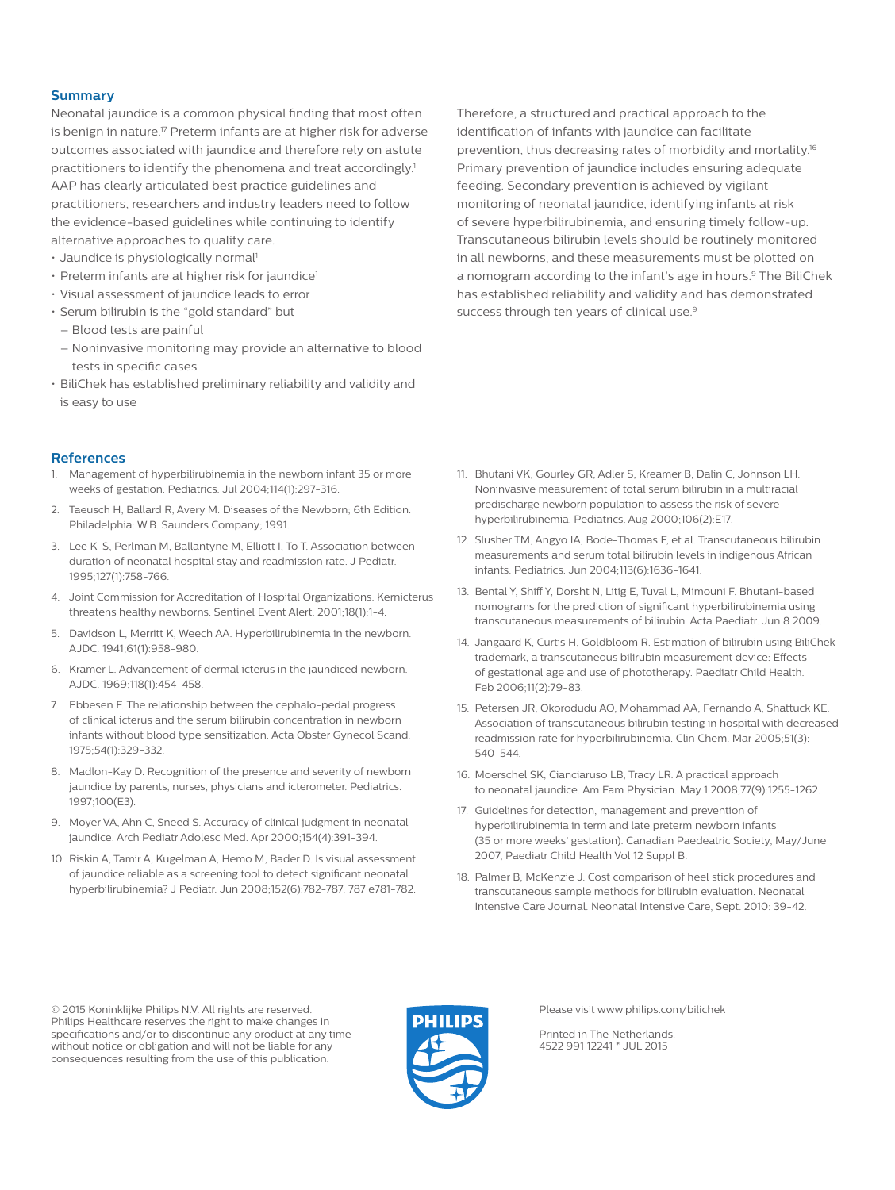## Summary

Neonatal jaundice is a common physical finding that most often is benign in nature.[17] Preterm infants are at higher risk for adverse outcomes associated with jaundice and therefore rely on astute practitioners to identify the phenomena and treat accordingly.[1] AAP has clearly articulated best practice guidelines and practitioners, researchers and industry leaders need to follow the evidence-based guidelines while continuing to identify alternative approaches to quality care.

- Jaundice is physiologically normal[1]
- Preterm infants are at higher risk for jaundice[1]
- Visual assessment of jaundice leads to error
- Serum bilirubin is the "gold standard" but
  - Blood tests are painful
  - Noninvasive monitoring may provide an alternative to blood tests in specific cases
- BiliChek has established preliminary reliability and validity and is easy to use

Therefore, a structured and practical approach to the identification of infants with jaundice can facilitate prevention, thus decreasing rates of morbidity and mortality.[16] Primary prevention of jaundice includes ensuring adequate feeding. Secondary prevention is achieved by vigilant monitoring of neonatal jaundice, identifying infants at risk of severe hyperbilirubinemia, and ensuring timely follow-up. Transcutaneous bilirubin levels should be routinely monitored in all newborns, and these measurements must be plotted on a nomogram according to the infant's age in hours.[9] The BiliChek has established reliability and validity and has demonstrated success through ten years of clinical use.[9]

## References

1. Management of hyperbilirubinemia in the newborn infant 35 or more weeks of gestation. Pediatrics. Jul 2004;114(1):297-316.
2. Taeusch H, Ballard R, Avery M. Diseases of the Newborn; 6th Edition. Philadelphia: W.B. Saunders Company; 1991.
3. Lee K-S, Perlman M, Ballantyne M, Elliott I, To T. Association between duration of neonatal hospital stay and readmission rate. J Pediatr. 1995;127(1):758-766.
4. Joint Commission for Accreditation of Hospital Organizations. Kernicterus threatens healthy newborns. Sentinel Event Alert. 2001;18(1):1-4.
5. Davidson L, Merritt K, Weech AA. Hyperbilirubinemia in the newborn. AJDC. 1941;61(1):958-980.
6. Kramer L. Advancement of dermal icterus in the jaundiced newborn. AJDC. 1969;118(1):454-458.
7. Ebbesen F. The relationship between the cephalo-pedal progress of clinical icterus and the serum bilirubin concentration in newborn infants without blood type sensitization. Acta Obster Gynecol Scand. 1975;54(1):329-332.
8. Madlon-Kay D. Recognition of the presence and severity of newborn jaundice by parents, nurses, physicians and icterometer. Pediatrics. 1997;100(E3).
9. Moyer VA, Ahn C, Sneed S. Accuracy of clinical judgment in neonatal jaundice. Arch Pediatr Adolesc Med. Apr 2000;154(4):391-394.
10. Riskin A, Tamir A, Kugelman A, Hemo M, Bader D. Is visual assessment of jaundice reliable as a screening tool to detect significant neonatal hyperbilirubinemia? J Pediatr. Jun 2008;152(6):782-787, 787 e781-782.
11. Bhutani VK, Gourley GR, Adler S, Kreamer B, Dalin C, Johnson LH. Noninvasive measurement of total serum bilirubin in a multiracial predischarge newborn population to assess the risk of severe hyperbilirubinemia. Pediatrics. Aug 2000;106(2):E17.
12. Slusher TM, Angyo IA, Bode-Thomas F, et al. Transcutaneous bilirubin measurements and serum total bilirubin levels in indigenous African infants. Pediatrics. Jun 2004;113(6):1636-1641.
13. Bental Y, Shiff Y, Dorsht N, Litig E, Tuval L, Mimouni F. Bhutani-based nomograms for the prediction of significant hyperbilirubinemia using transcutaneous measurements of bilirubin. Acta Paediatr. Jun 8 2009.
14. Jangaard K, Curtis H, Goldbloom R. Estimation of bilirubin using BiliChek trademark, a transcutaneous bilirubin measurement device: Effects of gestational age and use of phototherapy. Paediatr Child Health. Feb 2006;11(2):79-83.
15. Petersen JR, Okorodudu AO, Mohammad AA, Fernando A, Shattuck KE. Association of transcutaneous bilirubin testing in hospital with decreased readmission rate for hyperbilirubinemia. Clin Chem. Mar 2005;51(3): 540-544.
16. Moerschel SK, Cianciaruso LB, Tracy LR. A practical approach to neonatal jaundice. Am Fam Physician. May 1 2008;77(9):1255-1262.
17. Guidelines for detection, management and prevention of hyperbilirubinemia in term and late preterm newborn infants (35 or more weeks' gestation). Canadian Paedeatric Society, May/June 2007, Paediatr Child Health Vol 12 Suppl B.
18. Palmer B, McKenzie J. Cost comparison of heel stick procedures and transcutaneous sample methods for bilirubin evaluation. Neonatal Intensive Care Journal. Neonatal Intensive Care, Sept. 2010: 39-42.

© 2015 Koninklijke Philips N.V. All rights are reserved.
Philips Healthcare reserves the right to make changes in specifications and/or to discontinue any product at any time without notice or obligation and will not be liable for any consequences resulting from the use of this publication.

PHILIPS

Please visit www.philips.com/bilichek

Printed in The Netherlands.
4522 991 12241 * JUL 2015